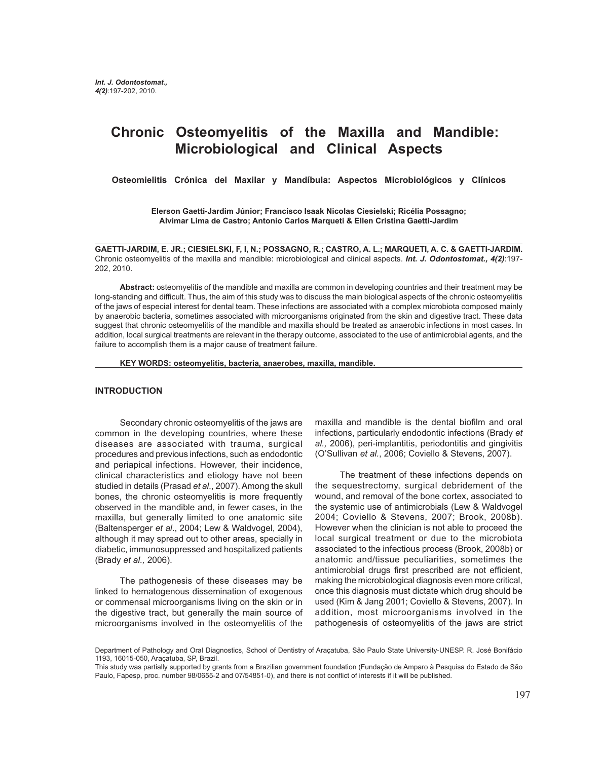# Chronic Osteomyelitis of the Maxilla and Mandible: Microbiological and Clinical Aspects

**Osteomielitis Crónica del Maxilar y Mandíbula: Aspectos Microbiológicos y Clínicos**

**Elerson Gaetti-Jardim Júnior; Francisco Isaak Nicolas Ciesielski; Ricélia Possagno; Alvimar Lima de Castro; Antonio Carlos Marqueti & Ellen Cristina Gaetti-Jardim**

**GAETTI-JARDIM, E. JR.; CIESIELSKI, F, I, N.; POSSAGNO, R.; CASTRO, A. L.; MARQUETI, A. C. & GAETTI-JARDIM.** Chronic osteomyelitis of the maxilla and mandible: microbiological and clinical aspects. ***Int. J. Odontostomat., 4(2)***:197-202, 2010.

**Abstract:** osteomyelitis of the mandible and maxilla are common in developing countries and their treatment may be long-standing and difficult. Thus, the aim of this study was to discuss the main biological aspects of the chronic osteomyelitis of the jaws of especial interest for dental team. These infections are associated with a complex microbiota composed mainly by anaerobic bacteria, sometimes associated with microorganisms originated from the skin and digestive tract. These data suggest that chronic osteomyelitis of the mandible and maxilla should be treated as anaerobic infections in most cases. In addition, local surgical treatments are relevant in the therapy outcome, associated to the use of antimicrobial agents, and the failure to accomplish them is a major cause of treatment failure.

**KEY WORDS: osteomyelitis, bacteria, anaerobes, maxilla, mandible.**

## INTRODUCTION

Secondary chronic osteomyelitis of the jaws are common in the developing countries, where these diseases are associated with trauma, surgical procedures and previous infections, such as endodontic and periapical infections. However, their incidence, clinical characteristics and etiology have not been studied in details (Prasad *et al*., 2007). Among the skull bones, the chronic osteomyelitis is more frequently observed in the mandible and, in fewer cases, in the maxilla, but generally limited to one anatomic site (Baltensperger *et al*., 2004; Lew & Waldvogel, 2004), although it may spread out to other areas, specially in diabetic, immunosuppressed and hospitalized patients (Brady *et al.,* 2006).

The pathogenesis of these diseases may be linked to hematogenous dissemination of exogenous or commensal microorganisms living on the skin or in the digestive tract, but generally the main source of microorganisms involved in the osteomyelitis of the maxilla and mandible is the dental biofilm and oral infections, particularly endodontic infections (Brady *et al.,* 2006), peri-implantitis, periodontitis and gingivitis (O'Sullivan *et al*., 2006; Coviello & Stevens, 2007).

The treatment of these infections depends on the sequestrectomy, surgical debridement of the wound, and removal of the bone cortex, associated to the systemic use of antimicrobials (Lew & Waldvogel 2004; Coviello & Stevens, 2007; Brook, 2008b). However when the clinician is not able to proceed the local surgical treatment or due to the microbiota associated to the infectious process (Brook, 2008b) or anatomic and/tissue peculiarities, sometimes the antimicrobial drugs first prescribed are not efficient, making the microbiological diagnosis even more critical, once this diagnosis must dictate which drug should be used (Kim & Jang 2001; Coviello & Stevens, 2007). In addition, most microorganisms involved in the pathogenesis of osteomyelitis of the jaws are strict

Department of Pathology and Oral Diagnostics, School of Dentistry of Araçatuba, São Paulo State University-UNESP. R. José Bonifácio 1193, 16015-050, Araçatuba, SP, Brazil.

This study was partially supported by grants from a Brazilian government foundation (Fundação de Amparo à Pesquisa do Estado de São Paulo, Fapesp, proc. number 98/0655-2 and 07/54851-0), and there is not conflict of interests if it will be published.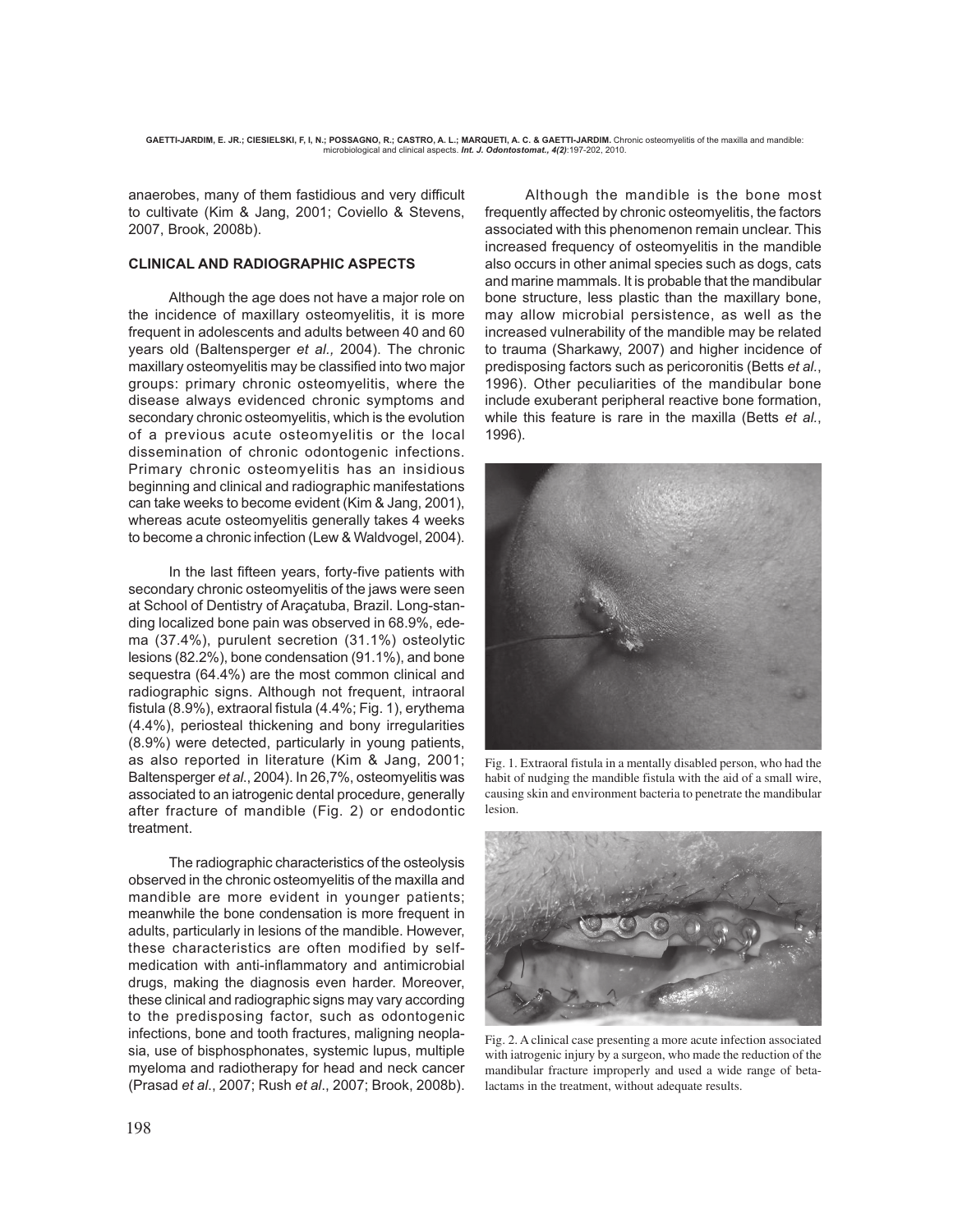anaerobes, many of them fastidious and very difficult to cultivate (Kim & Jang, 2001; Coviello & Stevens, 2007, Brook, 2008b).

## CLINICAL AND RADIOGRAPHIC ASPECTS

Although the age does not have a major role on the incidence of maxillary osteomyelitis, it is more frequent in adolescents and adults between 40 and 60 years old (Baltensperger *et al.,* 2004). The chronic maxillary osteomyelitis may be classified into two major groups: primary chronic osteomyelitis, where the disease always evidenced chronic symptoms and secondary chronic osteomyelitis, which is the evolution of a previous acute osteomyelitis or the local dissemination of chronic odontogenic infections. Primary chronic osteomyelitis has an insidious beginning and clinical and radiographic manifestations can take weeks to become evident (Kim & Jang, 2001), whereas acute osteomyelitis generally takes 4 weeks to become a chronic infection (Lew & Waldvogel, 2004).

In the last fifteen years, forty-five patients with secondary chronic osteomyelitis of the jaws were seen at School of Dentistry of Araçatuba, Brazil. Long-standing localized bone pain was observed in 68.9%, edema (37.4%), purulent secretion (31.1%) osteolytic lesions (82.2%), bone condensation (91.1%), and bone sequestra (64.4%) are the most common clinical and radiographic signs. Although not frequent, intraoral fistula (8.9%), extraoral fistula (4.4%; Fig. 1), erythema (4.4%), periosteal thickening and bony irregularities (8.9%) were detected, particularly in young patients, as also reported in literature (Kim & Jang, 2001; Baltensperger *et al.*, 2004). In 26,7%, osteomyelitis was associated to an iatrogenic dental procedure, generally after fracture of mandible (Fig. 2) or endodontic treatment.

The radiographic characteristics of the osteolysis observed in the chronic osteomyelitis of the maxilla and mandible are more evident in younger patients; meanwhile the bone condensation is more frequent in adults, particularly in lesions of the mandible. However, these characteristics are often modified by self-medication with anti-inflammatory and antimicrobial drugs, making the diagnosis even harder. Moreover, these clinical and radiographic signs may vary according to the predisposing factor, such as odontogenic infections, bone and tooth fractures, maligning neoplasia, use of bisphosphonates, systemic lupus, multiple myeloma and radiotherapy for head and neck cancer (Prasad *et al.*, 2007; Rush *et al.*, 2007; Brook, 2008b).

Although the mandible is the bone most frequently affected by chronic osteomyelitis, the factors associated with this phenomenon remain unclear. This increased frequency of osteomyelitis in the mandible also occurs in other animal species such as dogs, cats and marine mammals. It is probable that the mandibular bone structure, less plastic than the maxillary bone, may allow microbial persistence, as well as the increased vulnerability of the mandible may be related to trauma (Sharkawy, 2007) and higher incidence of predisposing factors such as pericoronitis (Betts *et al.*, 1996). Other peculiarities of the mandibular bone include exuberant peripheral reactive bone formation, while this feature is rare in the maxilla (Betts *et al.*, 1996).

Fig. 1. Extraoral fistula in a mentally disabled person, who had the habit of nudging the mandible fistula with the aid of a small wire, causing skin and environment bacteria to penetrate the mandibular lesion.

Fig. 2. A clinical case presenting a more acute infection associated with iatrogenic injury by a surgeon, who made the reduction of the mandibular fracture improperly and used a wide range of beta-lactams in the treatment, without adequate results.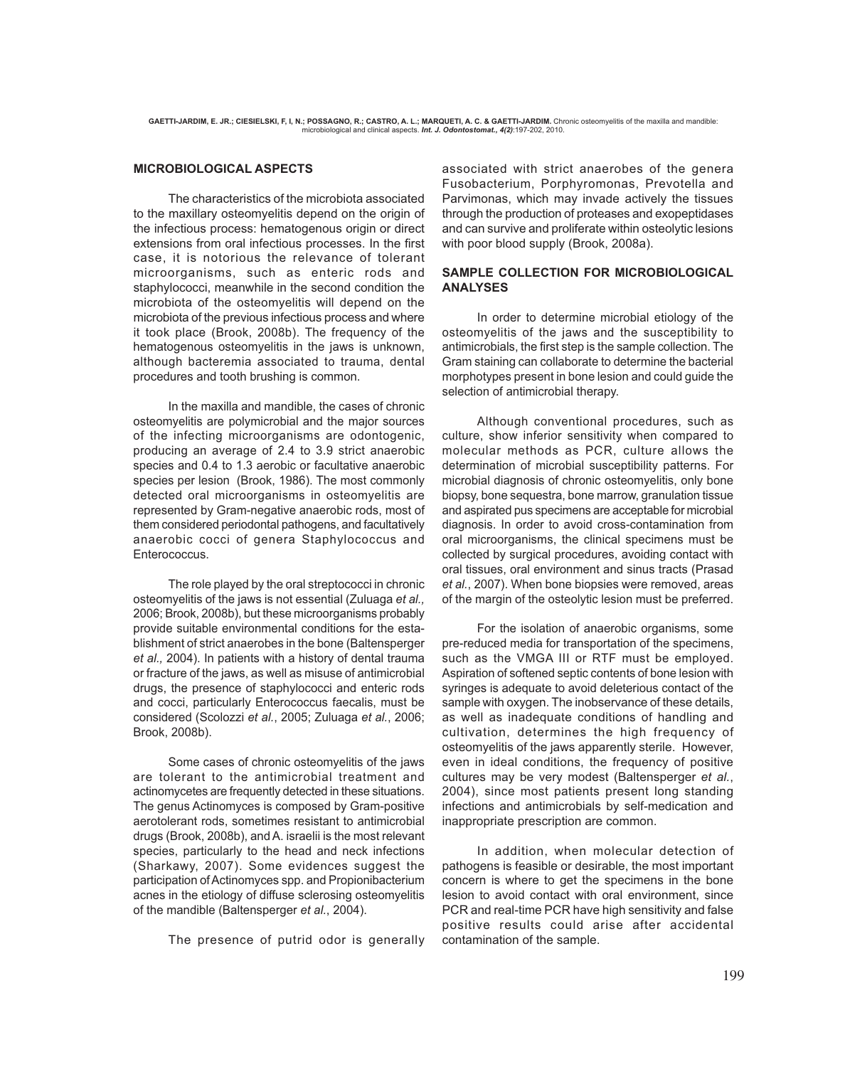## MICROBIOLOGICAL ASPECTS

The characteristics of the microbiota associated to the maxillary osteomyelitis depend on the origin of the infectious process: hematogenous origin or direct extensions from oral infectious processes. In the first case, it is notorious the relevance of tolerant microorganisms, such as enteric rods and staphylococci, meanwhile in the second condition the microbiota of the osteomyelitis will depend on the microbiota of the previous infectious process and where it took place (Brook, 2008b). The frequency of the hematogenous osteomyelitis in the jaws is unknown, although bacteremia associated to trauma, dental procedures and tooth brushing is common.

In the maxilla and mandible, the cases of chronic osteomyelitis are polymicrobial and the major sources of the infecting microorganisms are odontogenic, producing an average of 2.4 to 3.9 strict anaerobic species and 0.4 to 1.3 aerobic or facultative anaerobic species per lesion (Brook, 1986). The most commonly detected oral microorganisms in osteomyelitis are represented by Gram-negative anaerobic rods, most of them considered periodontal pathogens, and facultatively anaerobic cocci of genera Staphylococcus and Enterococcus.

The role played by the oral streptococci in chronic osteomyelitis of the jaws is not essential (Zuluaga *et al.,* 2006; Brook, 2008b), but these microorganisms probably provide suitable environmental conditions for the establishment of strict anaerobes in the bone (Baltensperger *et al.,* 2004). In patients with a history of dental trauma or fracture of the jaws, as well as misuse of antimicrobial drugs, the presence of staphylococci and enteric rods and cocci, particularly Enterococcus faecalis, must be considered (Scolozzi *et al.*, 2005; Zuluaga *et al.*, 2006; Brook, 2008b).

Some cases of chronic osteomyelitis of the jaws are tolerant to the antimicrobial treatment and actinomycetes are frequently detected in these situations. The genus Actinomyces is composed by Gram-positive aerotolerant rods, sometimes resistant to antimicrobial drugs (Brook, 2008b), and A. israelii is the most relevant species, particularly to the head and neck infections (Sharkawy, 2007). Some evidences suggest the participation of Actinomyces spp. and Propionibacterium acnes in the etiology of diffuse sclerosing osteomyelitis of the mandible (Baltensperger *et al.*, 2004).

The presence of putrid odor is generally associated with strict anaerobes of the genera Fusobacterium, Porphyromonas, Prevotella and Parvimonas, which may invade actively the tissues through the production of proteases and exopeptidases and can survive and proliferate within osteolytic lesions with poor blood supply (Brook, 2008a).

## SAMPLE COLLECTION FOR MICROBIOLOGICAL ANALYSES

In order to determine microbial etiology of the osteomyelitis of the jaws and the susceptibility to antimicrobials, the first step is the sample collection. The Gram staining can collaborate to determine the bacterial morphotypes present in bone lesion and could guide the selection of antimicrobial therapy.

Although conventional procedures, such as culture, show inferior sensitivity when compared to molecular methods as PCR, culture allows the determination of microbial susceptibility patterns. For microbial diagnosis of chronic osteomyelitis, only bone biopsy, bone sequestra, bone marrow, granulation tissue and aspirated pus specimens are acceptable for microbial diagnosis. In order to avoid cross-contamination from oral microorganisms, the clinical specimens must be collected by surgical procedures, avoiding contact with oral tissues, oral environment and sinus tracts (Prasad *et al.*, 2007). When bone biopsies were removed, areas of the margin of the osteolytic lesion must be preferred.

For the isolation of anaerobic organisms, some pre-reduced media for transportation of the specimens, such as the VMGA III or RTF must be employed. Aspiration of softened septic contents of bone lesion with syringes is adequate to avoid deleterious contact of the sample with oxygen. The inobservance of these details, as well as inadequate conditions of handling and cultivation, determines the high frequency of osteomyelitis of the jaws apparently sterile. However, even in ideal conditions, the frequency of positive cultures may be very modest (Baltensperger *et al.*, 2004), since most patients present long standing infections and antimicrobials by self-medication and inappropriate prescription are common.

In addition, when molecular detection of pathogens is feasible or desirable, the most important concern is where to get the specimens in the bone lesion to avoid contact with oral environment, since PCR and real-time PCR have high sensitivity and false positive results could arise after accidental contamination of the sample.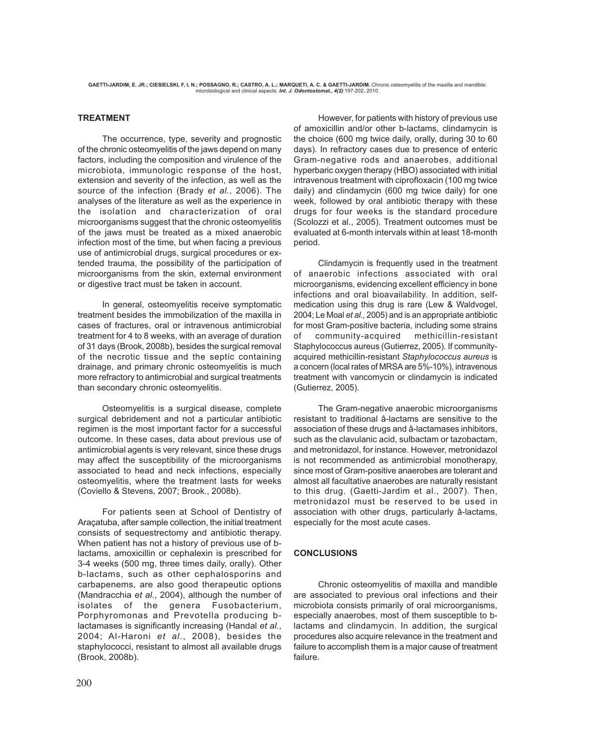## TREATMENT

The occurrence, type, severity and prognostic of the chronic osteomyelitis of the jaws depend on many factors, including the composition and virulence of the microbiota, immunologic response of the host, extension and severity of the infection, as well as the source of the infection (Brady *et al.*, 2006). The analyses of the literature as well as the experience in the isolation and characterization of oral microorganisms suggest that the chronic osteomyelitis of the jaws must be treated as a mixed anaerobic infection most of the time, but when facing a previous use of antimicrobial drugs, surgical procedures or extended trauma, the possibility of the participation of microorganisms from the skin, external environment or digestive tract must be taken in account.

In general, osteomyelitis receive symptomatic treatment besides the immobilization of the maxilla in cases of fractures, oral or intravenous antimicrobial treatment for 4 to 8 weeks, with an average of duration of 31 days (Brook, 2008b), besides the surgical removal of the necrotic tissue and the septic containing drainage, and primary chronic osteomyelitis is much more refractory to antimicrobial and surgical treatments than secondary chronic osteomyelitis.

Osteomyelitis is a surgical disease, complete surgical debridement and not a particular antibiotic regimen is the most important factor for a successful outcome. In these cases, data about previous use of antimicrobial agents is very relevant, since these drugs may affect the susceptibility of the microorganisms associated to head and neck infections, especially osteomyelitis, where the treatment lasts for weeks (Coviello & Stevens, 2007; Brook., 2008b).

For patients seen at School of Dentistry of Araçatuba, after sample collection, the initial treatment consists of sequestrectomy and antibiotic therapy. When patient has not a history of previous use of b-lactams, amoxicillin or cephalexin is prescribed for 3-4 weeks (500 mg, three times daily, orally). Other b-lactams, such as other cephalosporins and carbapenems, are also good therapeutic options (Mandracchia *et al.*, 2004), although the number of isolates of the genera Fusobacterium, Porphyromonas and Prevotella producing b-lactamases is significantly increasing (Handal *et al.*, 2004; Al-Haroni *et al*., 2008), besides the staphylococci, resistant to almost all available drugs (Brook, 2008b).

However, for patients with history of previous use of amoxicillin and/or other b-lactams, clindamycin is the choice (600 mg twice daily, orally, during 30 to 60 days). In refractory cases due to presence of enteric Gram-negative rods and anaerobes, additional hyperbaric oxygen therapy (HBO) associated with initial intravenous treatment with ciprofloxacin (100 mg twice daily) and clindamycin (600 mg twice daily) for one week, followed by oral antibiotic therapy with these drugs for four weeks is the standard procedure (Scolozzi et al., 2005). Treatment outcomes must be evaluated at 6-month intervals within at least 18-month period.

Clindamycin is frequently used in the treatment of anaerobic infections associated with oral microorganisms, evidencing excellent efficiency in bone infections and oral bioavailability. In addition, self-medication using this drug is rare (Lew & Waldvogel, 2004; Le Moal *et al.,* 2005) and is an appropriate antibiotic for most Gram-positive bacteria, including some strains of community-acquired methicillin-resistant Staphylococcus aureus (Gutierrez, 2005). If community-acquired methicillin-resistant *Staphylococcus aureus* is a concern (local rates of MRSA are 5%-10%), intravenous treatment with vancomycin or clindamycin is indicated (Gutierrez, 2005).

The Gram-negative anaerobic microorganisms resistant to traditional â-lactams are sensitive to the association of these drugs and â-lactamases inhibitors, such as the clavulanic acid, sulbactam or tazobactam, and metronidazol, for instance. However, metronidazol is not recommended as antimicrobial monotherapy, since most of Gram-positive anaerobes are tolerant and almost all facultative anaerobes are naturally resistant to this drug. (Gaetti-Jardim et al., 2007). Then, metronidazol must be reserved to be used in association with other drugs, particularly â-lactams, especially for the most acute cases.

## CONCLUSIONS

Chronic osteomyelitis of maxilla and mandible are associated to previous oral infections and their microbiota consists primarily of oral microorganisms, especially anaerobes, most of them susceptible to b-lactams and clindamycin. In addition, the surgical procedures also acquire relevance in the treatment and failure to accomplish them is a major cause of treatment failure.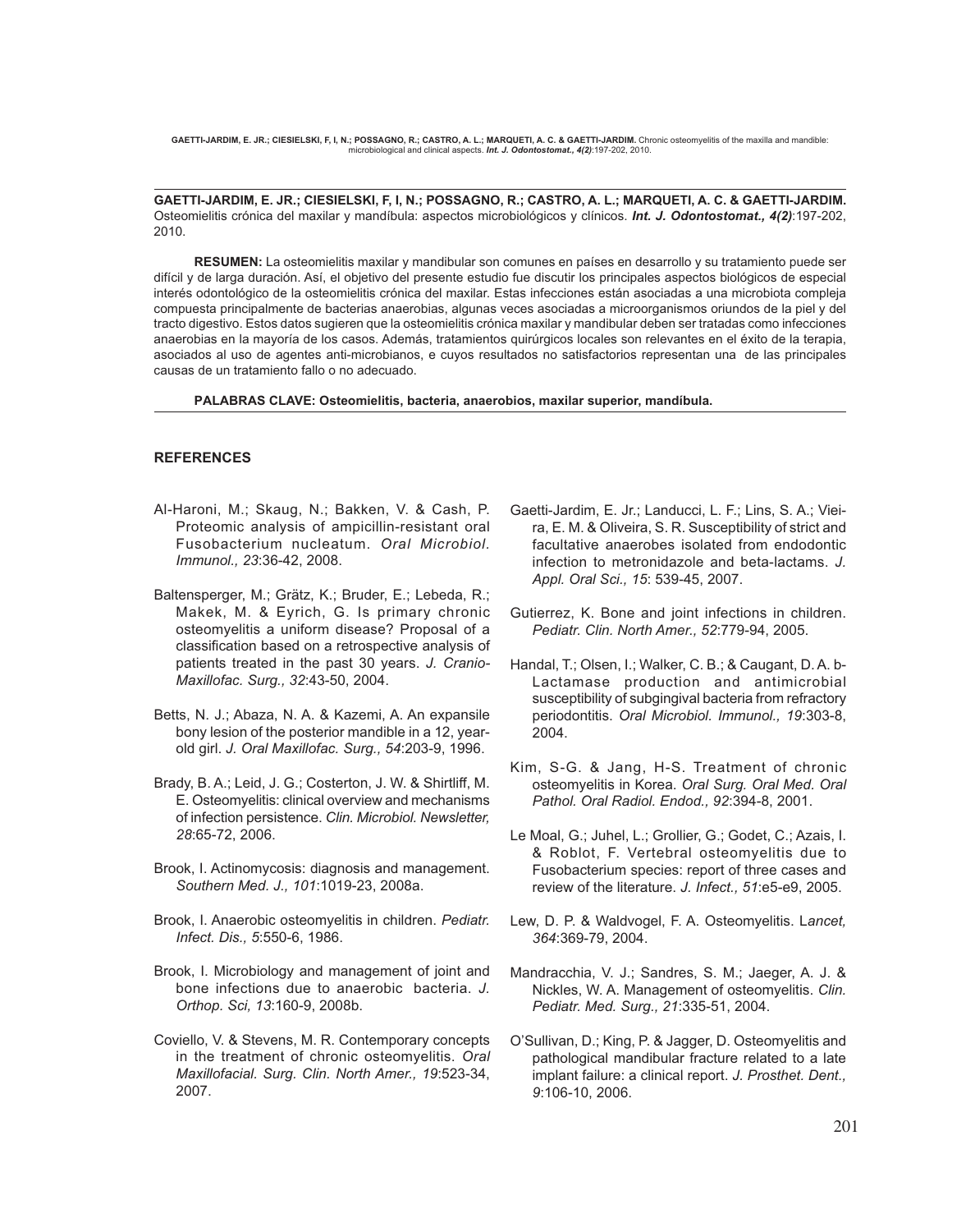**GAETTI-JARDIM, E. JR.; CIESIELSKI, F, I, N.; POSSAGNO, R.; CASTRO, A. L.; MARQUETI, A. C. & GAETTI-JARDIM.** Osteomielitis crónica del maxilar y mandíbula: aspectos microbiológicos y clínicos. ***Int. J. Odontostomat., 4(2)***:197-202, 2010.

**RESUMEN:** La osteomielitis maxilar y mandibular son comunes en países en desarrollo y su tratamiento puede ser difícil y de larga duración. Así, el objetivo del presente estudio fue discutir los principales aspectos biológicos de especial interés odontológico de la osteomielitis crónica del maxilar. Estas infecciones están asociadas a una microbiota compleja compuesta principalmente de bacterias anaerobias, algunas veces asociadas a microorganismos oriundos de la piel y del tracto digestivo. Estos datos sugieren que la osteomielitis crónica maxilar y mandibular deben ser tratadas como infecciones anaerobias en la mayoría de los casos. Además, tratamientos quirúrgicos locales son relevantes en el éxito de la terapia, asociados al uso de agentes anti-microbianos, e cuyos resultados no satisfactorios representan una de las principales causas de un tratamiento fallo o no adecuado.

**PALABRAS CLAVE: Osteomielitis, bacteria, anaerobios, maxilar superior, mandíbula.**

## REFERENCES

Al-Haroni, M.; Skaug, N.; Bakken, V. & Cash, P. Proteomic analysis of ampicillin-resistant oral Fusobacterium nucleatum. *Oral Microbiol. Immunol., 23*:36-42, 2008.

Baltensperger, M.; Grätz, K.; Bruder, E.; Lebeda, R.; Makek, M. & Eyrich, G. Is primary chronic osteomyelitis a uniform disease? Proposal of a classification based on a retrospective analysis of patients treated in the past 30 years. *J. Cranio-Maxillofac. Surg., 32*:43-50, 2004.

Betts, N. J.; Abaza, N. A. & Kazemi, A. An expansile bony lesion of the posterior mandible in a 12, year-old girl. *J. Oral Maxillofac. Surg., 54*:203-9, 1996.

Brady, B. A.; Leid, J. G.; Costerton, J. W. & Shirtliff, M. E. Osteomyelitis: clinical overview and mechanisms of infection persistence. *Clin. Microbiol. Newsletter, 28*:65-72, 2006.

Brook, I. Actinomycosis: diagnosis and management. *Southern Med. J., 101*:1019-23, 2008a.

Brook, I. Anaerobic osteomyelitis in children. *Pediatr. Infect. Dis., 5*:550-6, 1986.

Brook, I. Microbiology and management of joint and bone infections due to anaerobic bacteria. *J. Orthop. Sci, 13*:160-9, 2008b.

Coviello, V. & Stevens, M. R. Contemporary concepts in the treatment of chronic osteomyelitis. *Oral Maxillofacial. Surg. Clin. North Amer., 19*:523-34, 2007.

Gaetti-Jardim, E. Jr.; Landucci, L. F.; Lins, S. A.; Vieira, E. M. & Oliveira, S. R. Susceptibility of strict and facultative anaerobes isolated from endodontic infection to metronidazole and beta-lactams. *J. Appl. Oral Sci., 15*: 539-45, 2007.

Gutierrez, K. Bone and joint infections in children. *Pediatr. Clin. North Amer., 52*:779-94, 2005.

Handal, T.; Olsen, I.; Walker, C. B.; & Caugant, D. A. b-Lactamase production and antimicrobial susceptibility of subgingival bacteria from refractory periodontitis. *Oral Microbiol. Immunol., 19*:303-8, 2004.

Kim, S-G. & Jang, H-S. Treatment of chronic osteomyelitis in Korea. *Oral Surg. Oral Med. Oral Pathol. Oral Radiol. Endod., 92*:394-8, 2001.

Le Moal, G.; Juhel, L.; Grollier, G.; Godet, C.; Azais, I. & Roblot, F. Vertebral osteomyelitis due to Fusobacterium species: report of three cases and review of the literature. *J. Infect., 51*:e5-e9, 2005.

Lew, D. P. & Waldvogel, F. A. Osteomyelitis. L*ancet, 364*:369-79, 2004.

Mandracchia, V. J.; Sandres, S. M.; Jaeger, A. J. & Nickles, W. A. Management of osteomyelitis. *Clin. Pediatr. Med. Surg., 21*:335-51, 2004.

O'Sullivan, D.; King, P. & Jagger, D. Osteomyelitis and pathological mandibular fracture related to a late implant failure: a clinical report. *J. Prosthet. Dent., 9*:106-10, 2006.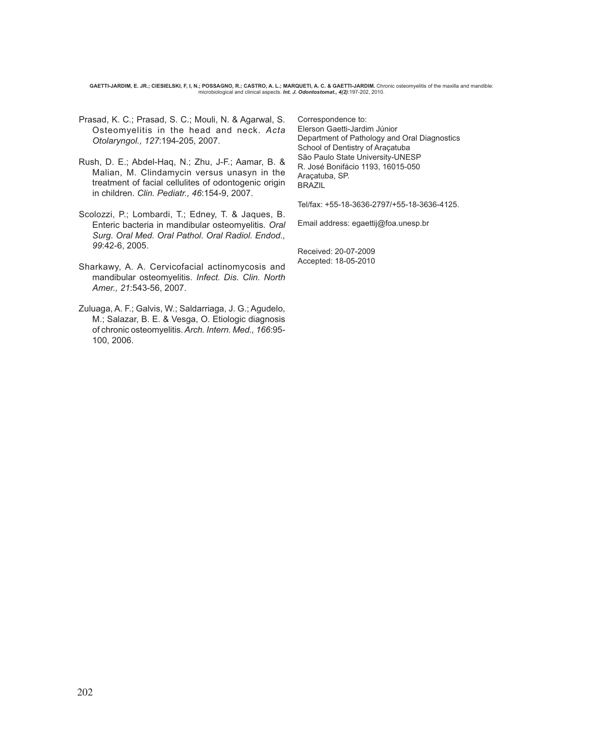Prasad, K. C.; Prasad, S. C.; Mouli, N. & Agarwal, S. Osteomyelitis in the head and neck. *Acta Otolaryngol., 127*:194-205, 2007.

Rush, D. E.; Abdel-Haq, N.; Zhu, J-F.; Aamar, B. & Malian, M. Clindamycin versus unasyn in the treatment of facial cellulites of odontogenic origin in children. *Clin. Pediatr., 46*:154-9, 2007.

Scolozzi, P.; Lombardi, T.; Edney, T. & Jaques, B. Enteric bacteria in mandibular osteomyelitis. *Oral Surg. Oral Med. Oral Pathol. Oral Radiol. Endod., 99*:42-6, 2005.

Sharkawy, A. A. Cervicofacial actinomycosis and mandibular osteomyelitis. *Infect. Dis. Clin. North Amer., 21*:543-56, 2007.

Zuluaga, A. F.; Galvis, W.; Saldarriaga, J. G.; Agudelo, M.; Salazar, B. E. & Vesga, O. Etiologic diagnosis of chronic osteomyelitis. *Arch. Intern. Med., 166*:95-100, 2006.

Correspondence to:
Elerson Gaetti-Jardim Júnior
Department of Pathology and Oral Diagnostics
School of Dentistry of Araçatuba
São Paulo State University-UNESP
R. José Bonifácio 1193, 16015-050
Araçatuba, SP.
BRAZIL

Tel/fax: +55-18-3636-2797/+55-18-3636-4125.

Email address: egaettij@foa.unesp.br

Received: 20-07-2009
Accepted: 18-05-2010